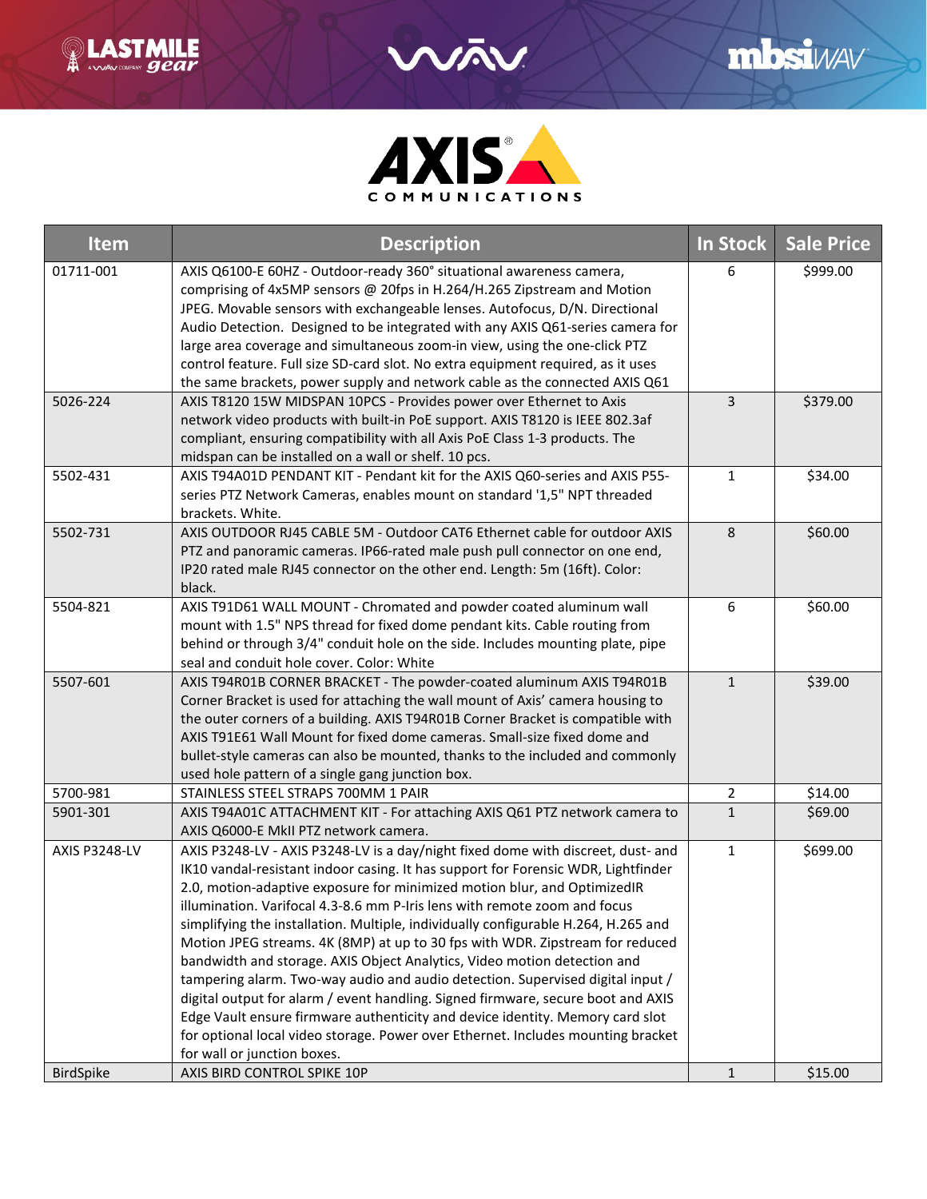| Item | Description | In Stock | Sale Price |
|---|---|---|---|
| 01711-001 | AXIS Q6100-E 60HZ - Outdoor-ready 360° situational awareness camera, comprising of 4x5MP sensors @ 20fps in H.264/H.265 Zipstream and Motion JPEG. Movable sensors with exchangeable lenses. Autofocus, D/N. Directional Audio Detection. Designed to be integrated with any AXIS Q61-series camera for large area coverage and simultaneous zoom-in view, using the one-click PTZ control feature. Full size SD-card slot. No extra equipment required, as it uses the same brackets, power supply and network cable as the connected AXIS Q61 | 6 | $999.00 |
| 5026-224 | AXIS T8120 15W MIDSPAN 10PCS - Provides power over Ethernet to Axis network video products with built-in PoE support. AXIS T8120 is IEEE 802.3af compliant, ensuring compatibility with all Axis PoE Class 1-3 products. The midspan can be installed on a wall or shelf. 10 pcs. | 3 | $379.00 |
| 5502-431 | AXIS T94A01D PENDANT KIT - Pendant kit for the AXIS Q60-series and AXIS P55-series PTZ Network Cameras, enables mount on standard '1,5" NPT threaded brackets. White. | 1 | $34.00 |
| 5502-731 | AXIS OUTDOOR RJ45 CABLE 5M - Outdoor CAT6 Ethernet cable for outdoor AXIS PTZ and panoramic cameras. IP66-rated male push pull connector on one end, IP20 rated male RJ45 connector on the other end. Length: 5m (16ft). Color: black. | 8 | $60.00 |
| 5504-821 | AXIS T91D61 WALL MOUNT - Chromated and powder coated aluminum wall mount with 1.5" NPS thread for fixed dome pendant kits. Cable routing from behind or through 3/4" conduit hole on the side. Includes mounting plate, pipe seal and conduit hole cover. Color: White | 6 | $60.00 |
| 5507-601 | AXIS T94R01B CORNER BRACKET - The powder-coated aluminum AXIS T94R01B Corner Bracket is used for attaching the wall mount of Axis' camera housing to the outer corners of a building. AXIS T94R01B Corner Bracket is compatible with AXIS T91E61 Wall Mount for fixed dome cameras. Small-size fixed dome and bullet-style cameras can also be mounted, thanks to the included and commonly used hole pattern of a single gang junction box. | 1 | $39.00 |
| 5700-981 | STAINLESS STEEL STRAPS 700MM 1 PAIR | 2 | $14.00 |
| 5901-301 | AXIS T94A01C ATTACHMENT KIT - For attaching AXIS Q61 PTZ network camera to AXIS Q6000-E MkII PTZ network camera. | 1 | $69.00 |
| AXIS P3248-LV | AXIS P3248-LV - AXIS P3248-LV is a day/night fixed dome with discreet, dust- and IK10 vandal-resistant indoor casing. It has support for Forensic WDR, Lightfinder 2.0, motion-adaptive exposure for minimized motion blur, and OptimizedIR illumination. Varifocal 4.3-8.6 mm P-Iris lens with remote zoom and focus simplifying the installation. Multiple, individually configurable H.264, H.265 and Motion JPEG streams. 4K (8MP) at up to 30 fps with WDR. Zipstream for reduced bandwidth and storage. AXIS Object Analytics, Video motion detection and tampering alarm. Two-way audio and audio detection. Supervised digital input / digital output for alarm / event handling. Signed firmware, secure boot and AXIS Edge Vault ensure firmware authenticity and device identity. Memory card slot for optional local video storage. Power over Ethernet. Includes mounting bracket for wall or junction boxes. | 1 | $699.00 |
| BirdSpike | AXIS BIRD CONTROL SPIKE 10P | 1 | $15.00 |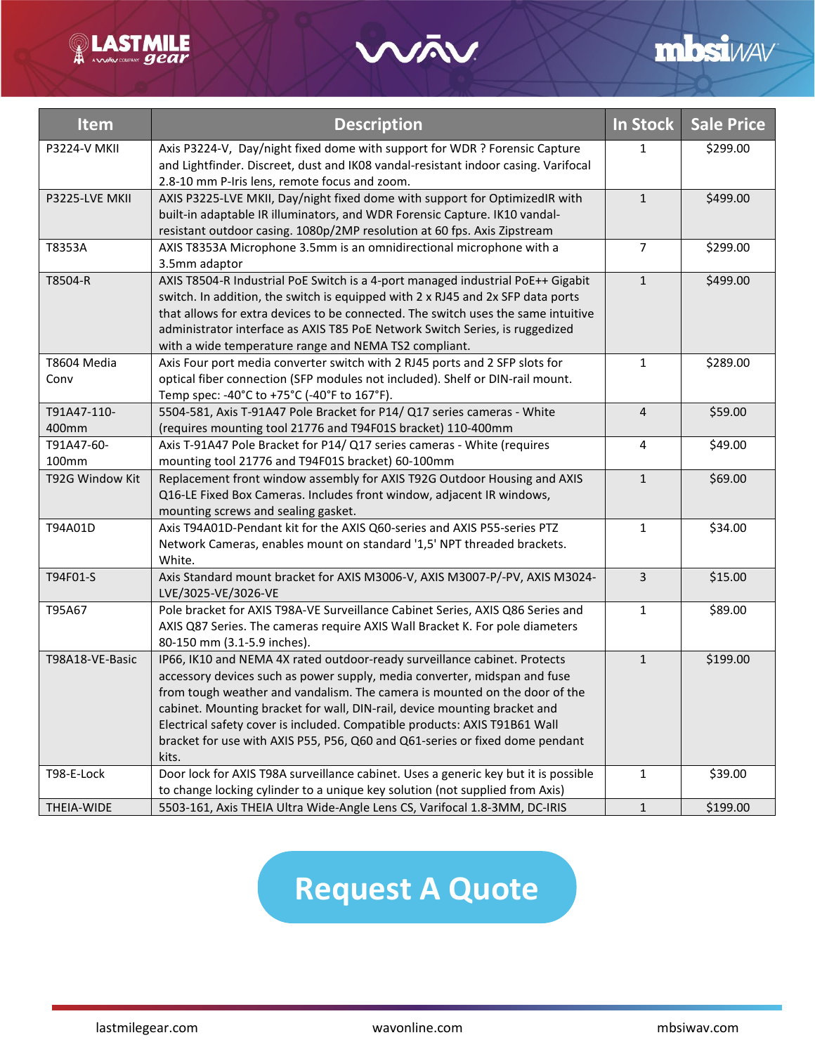| Item | Description | In Stock | Sale Price |
|---|---|---|---|
| P3224-V MKII | Axis P3224-V, Day/night fixed dome with support for WDR ? Forensic Capture and Lightfinder. Discreet, dust and IK08 vandal-resistant indoor casing. Varifocal 2.8-10 mm P-Iris lens, remote focus and zoom. | 1 | $299.00 |
| P3225-LVE MKII | AXIS P3225-LVE MKII, Day/night fixed dome with support for OptimizedIR with built-in adaptable IR illuminators, and WDR Forensic Capture. IK10 vandal-resistant outdoor casing. 1080p/2MP resolution at 60 fps. Axis Zipstream | 1 | $499.00 |
| T8353A | AXIS T8353A Microphone 3.5mm is an omnidirectional microphone with a 3.5mm adaptor | 7 | $299.00 |
| T8504-R | AXIS T8504-R Industrial PoE Switch is a 4-port managed industrial PoE++ Gigabit switch. In addition, the switch is equipped with 2 x RJ45 and 2x SFP data ports that allows for extra devices to be connected. The switch uses the same intuitive administrator interface as AXIS T85 PoE Network Switch Series, is ruggedized with a wide temperature range and NEMA TS2 compliant. | 1 | $499.00 |
| T8604 Media Conv | Axis Four port media converter switch with 2 RJ45 ports and 2 SFP slots for optical fiber connection (SFP modules not included). Shelf or DIN-rail mount. Temp spec: -40°C to +75°C (-40°F to 167°F). | 1 | $289.00 |
| T91A47-110-400mm | 5504-581, Axis T-91A47 Pole Bracket for P14/ Q17 series cameras - White (requires mounting tool 21776 and T94F01S bracket) 110-400mm | 4 | $59.00 |
| T91A47-60-100mm | Axis T-91A47 Pole Bracket for P14/ Q17 series cameras - White (requires mounting tool 21776 and T94F01S bracket) 60-100mm | 4 | $49.00 |
| T92G Window Kit | Replacement front window assembly for AXIS T92G Outdoor Housing and AXIS Q16-LE Fixed Box Cameras. Includes front window, adjacent IR windows, mounting screws and sealing gasket. | 1 | $69.00 |
| T94A01D | Axis T94A01D-Pendant kit for the AXIS Q60-series and AXIS P55-series PTZ Network Cameras, enables mount on standard '1,5' NPT threaded brackets. White. | 1 | $34.00 |
| T94F01-S | Axis Standard mount bracket for AXIS M3006-V, AXIS M3007-P/-PV, AXIS M3024-LVE/3025-VE/3026-VE | 3 | $15.00 |
| T95A67 | Pole bracket for AXIS T98A-VE Surveillance Cabinet Series, AXIS Q86 Series and AXIS Q87 Series. The cameras require AXIS Wall Bracket K. For pole diameters 80-150 mm (3.1-5.9 inches). | 1 | $89.00 |
| T98A18-VE-Basic | IP66, IK10 and NEMA 4X rated outdoor-ready surveillance cabinet. Protects accessory devices such as power supply, media converter, midspan and fuse from tough weather and vandalism. The camera is mounted on the door of the cabinet. Mounting bracket for wall, DIN-rail, device mounting bracket and Electrical safety cover is included. Compatible products: AXIS T91B61 Wall bracket for use with AXIS P55, P56, Q60 and Q61-series or fixed dome pendant kits. | 1 | $199.00 |
| T98-E-Lock | Door lock for AXIS T98A surveillance cabinet. Uses a generic key but it is possible to change locking cylinder to a unique key solution (not supplied from Axis) | 1 | $39.00 |
| THEIA-WIDE | 5503-161, Axis THEIA Ultra Wide-Angle Lens CS, Varifocal 1.8-3MM, DC-IRIS | 1 | $199.00 |

**Request A Quote**

lastmilegear.com wavonline.com mbsiwav.com